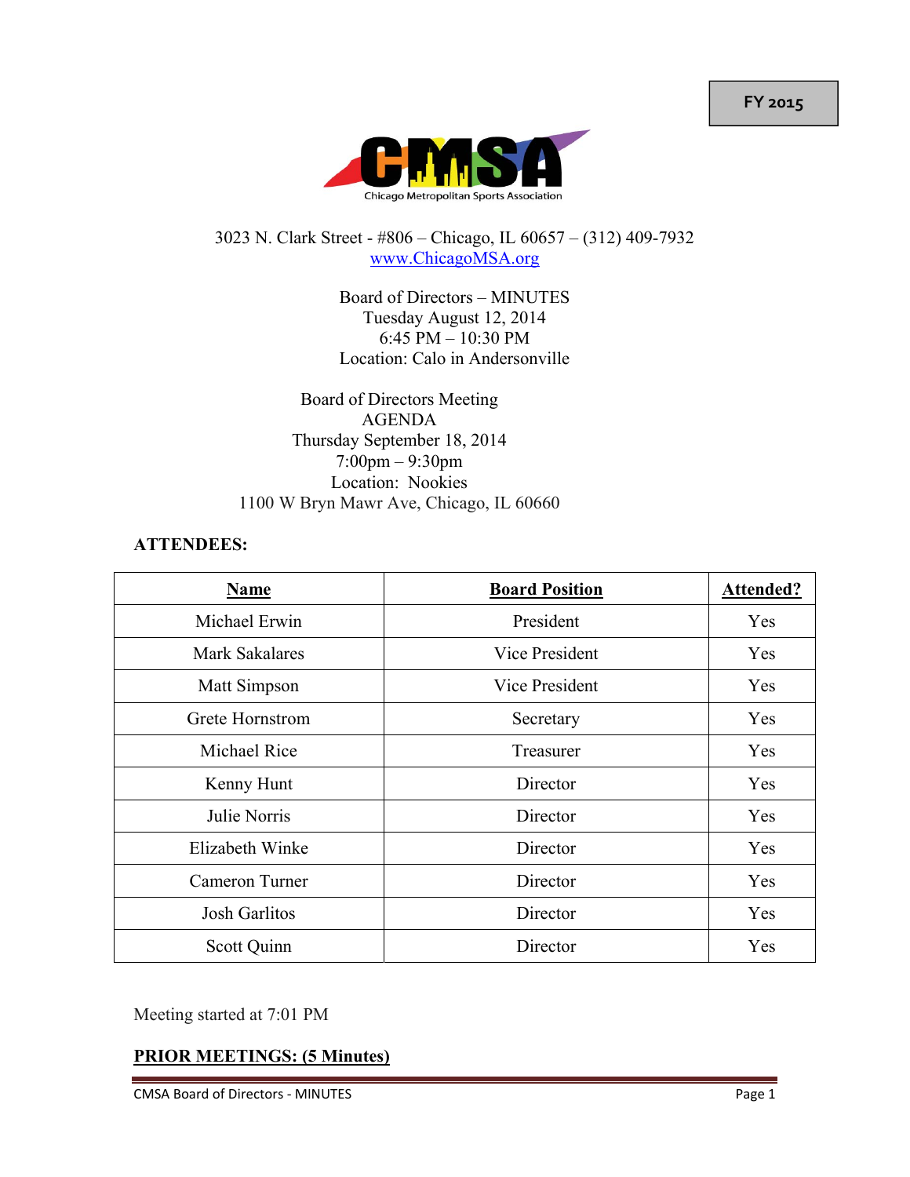FY 2015

CMSA

Chicago Metropolitan Sports Association

3023 N. Clark Street - #806 – Chicago, IL 60657 – (312) 409-7932
www.ChicagoMSA.org

Board of Directors – MINUTES
Tuesday August 12, 2014
6:45 PM – 10:30 PM
Location: Calo in Andersonville

Board of Directors Meeting
AGENDA
Thursday September 18, 2014
7:00pm – 9:30pm
Location: Nookies
1100 W Bryn Mawr Ave, Chicago, IL 60660

**ATTENDEES:**

| **Name** | **Board Position** | **Attended?** |
|---|---|---|
| Michael Erwin | President | Yes |
| Mark Sakalares | Vice President | Yes |
| Matt Simpson | Vice President | Yes |
| Grete Hornstrom | Secretary | Yes |
| Michael Rice | Treasurer | Yes |
| Kenny Hunt | Director | Yes |
| Julie Norris | Director | Yes |
| Elizabeth Winke | Director | Yes |
| Cameron Turner | Director | Yes |
| Josh Garlitos | Director | Yes |
| Scott Quinn | Director | Yes |

Meeting started at 7:01 PM

**PRIOR MEETINGS: (5 Minutes)**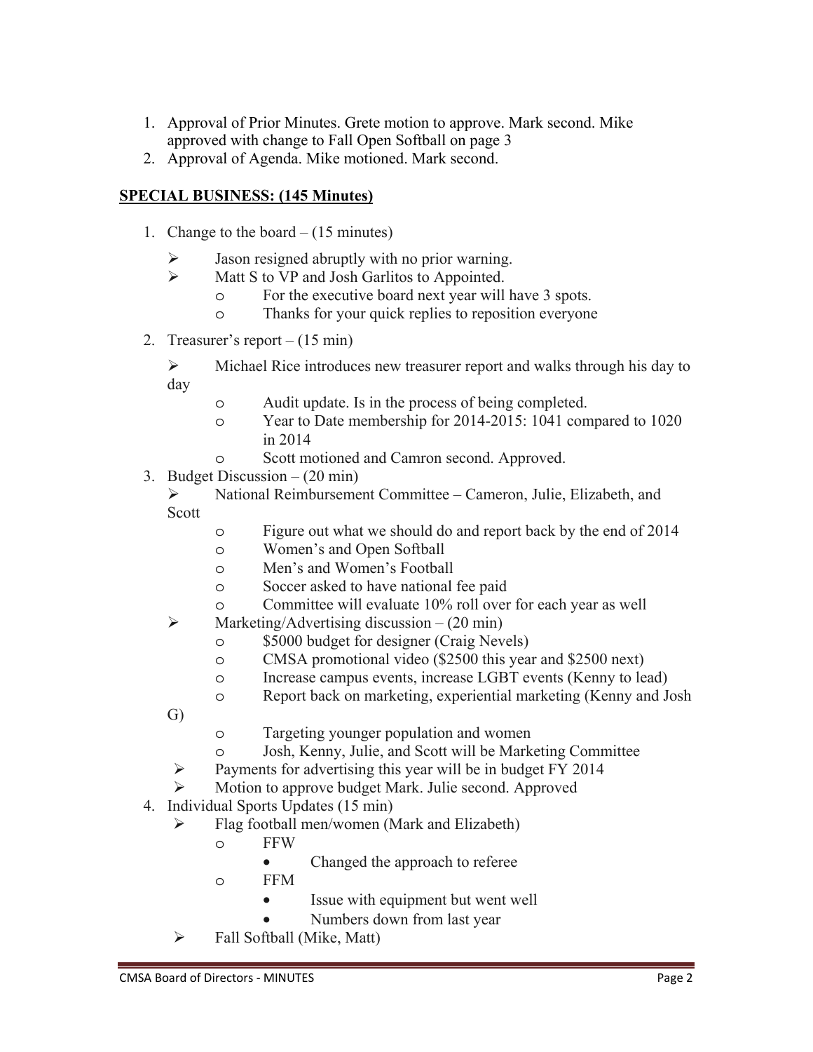1. Approval of Prior Minutes. Grete motion to approve. Mark second. Mike approved with change to Fall Open Softball on page 3
2. Approval of Agenda. Mike motioned. Mark second.

**SPECIAL BUSINESS: (145 Minutes)**

1. Change to the board – (15 minutes)
   - Jason resigned abruptly with no prior warning.
   - Matt S to VP and Josh Garlitos to Appointed.
     - For the executive board next year will have 3 spots.
     - Thanks for your quick replies to reposition everyone
2. Treasurer's report – (15 min)
   - Michael Rice introduces new treasurer report and walks through his day to day
     - Audit update. Is in the process of being completed.
     - Year to Date membership for 2014-2015: 1041 compared to 1020 in 2014
     - Scott motioned and Camron second. Approved.
3. Budget Discussion – (20 min)
   - National Reimbursement Committee – Cameron, Julie, Elizabeth, and Scott
     - Figure out what we should do and report back by the end of 2014
     - Women's and Open Softball
     - Men's and Women's Football
     - Soccer asked to have national fee paid
     - Committee will evaluate 10% roll over for each year as well
   - Marketing/Advertising discussion – (20 min)
     - $5000 budget for designer (Craig Nevels)
     - CMSA promotional video ($2500 this year and $2500 next)
     - Increase campus events, increase LGBT events (Kenny to lead)
     - Report back on marketing, experiential marketing (Kenny and Josh G)
     - Targeting younger population and women
     - Josh, Kenny, Julie, and Scott will be Marketing Committee
   - Payments for advertising this year will be in budget FY 2014
   - Motion to approve budget Mark. Julie second. Approved
4. Individual Sports Updates (15 min)
   - Flag football men/women (Mark and Elizabeth)
     - FFW
       - Changed the approach to referee
     - FFM
       - Issue with equipment but went well
       - Numbers down from last year
   - Fall Softball (Mike, Matt)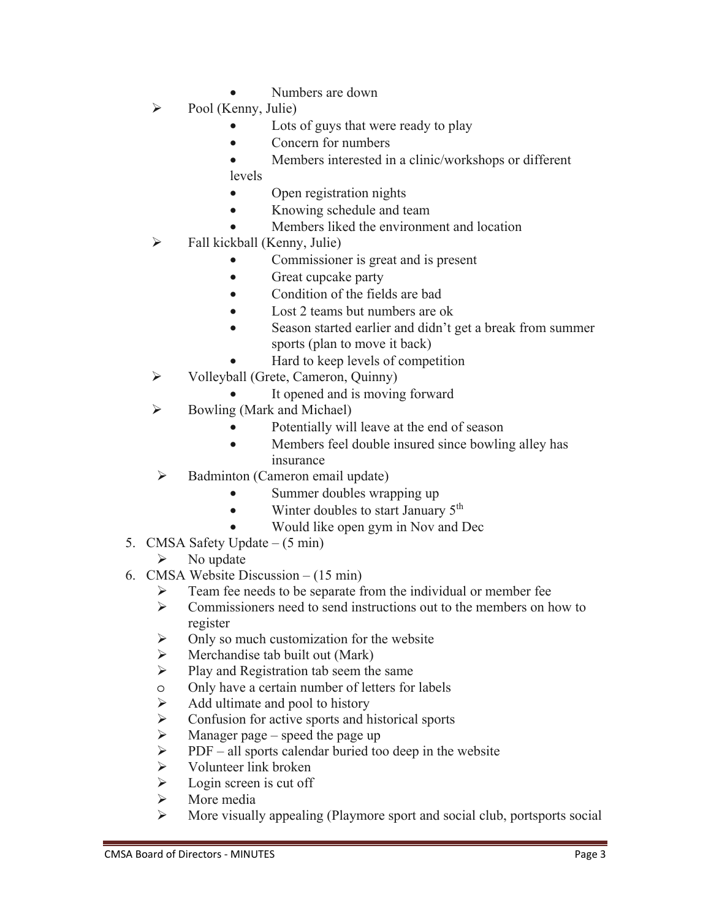- Numbers are down
    - Pool (Kenny, Julie)
        - Lots of guys that were ready to play
        - Concern for numbers
        - Members interested in a clinic/workshops or different levels
        - Open registration nights
        - Knowing schedule and team
        - Members liked the environment and location
    - Fall kickball (Kenny, Julie)
        - Commissioner is great and is present
        - Great cupcake party
        - Condition of the fields are bad
        - Lost 2 teams but numbers are ok
        - Season started earlier and didn't get a break from summer sports (plan to move it back)
        - Hard to keep levels of competition
    - Volleyball (Grete, Cameron, Quinny)
        - It opened and is moving forward
    - Bowling (Mark and Michael)
        - Potentially will leave at the end of season
        - Members feel double insured since bowling alley has insurance
    - Badminton (Cameron email update)
        - Summer doubles wrapping up
        - Winter doubles to start January 5th
        - Would like open gym in Nov and Dec

5. CMSA Safety Update – (5 min)
    - No update
6. CMSA Website Discussion – (15 min)
    - Team fee needs to be separate from the individual or member fee
    - Commissioners need to send instructions out to the members on how to register
    - Only so much customization for the website
    - Merchandise tab built out (Mark)
    - Play and Registration tab seem the same
        - Only have a certain number of letters for labels
    - Add ultimate and pool to history
    - Confusion for active sports and historical sports
    - Manager page – speed the page up
    - PDF – all sports calendar buried too deep in the website
    - Volunteer link broken
    - Login screen is cut off
    - More media
    - More visually appealing (Playmore sport and social club, portsports social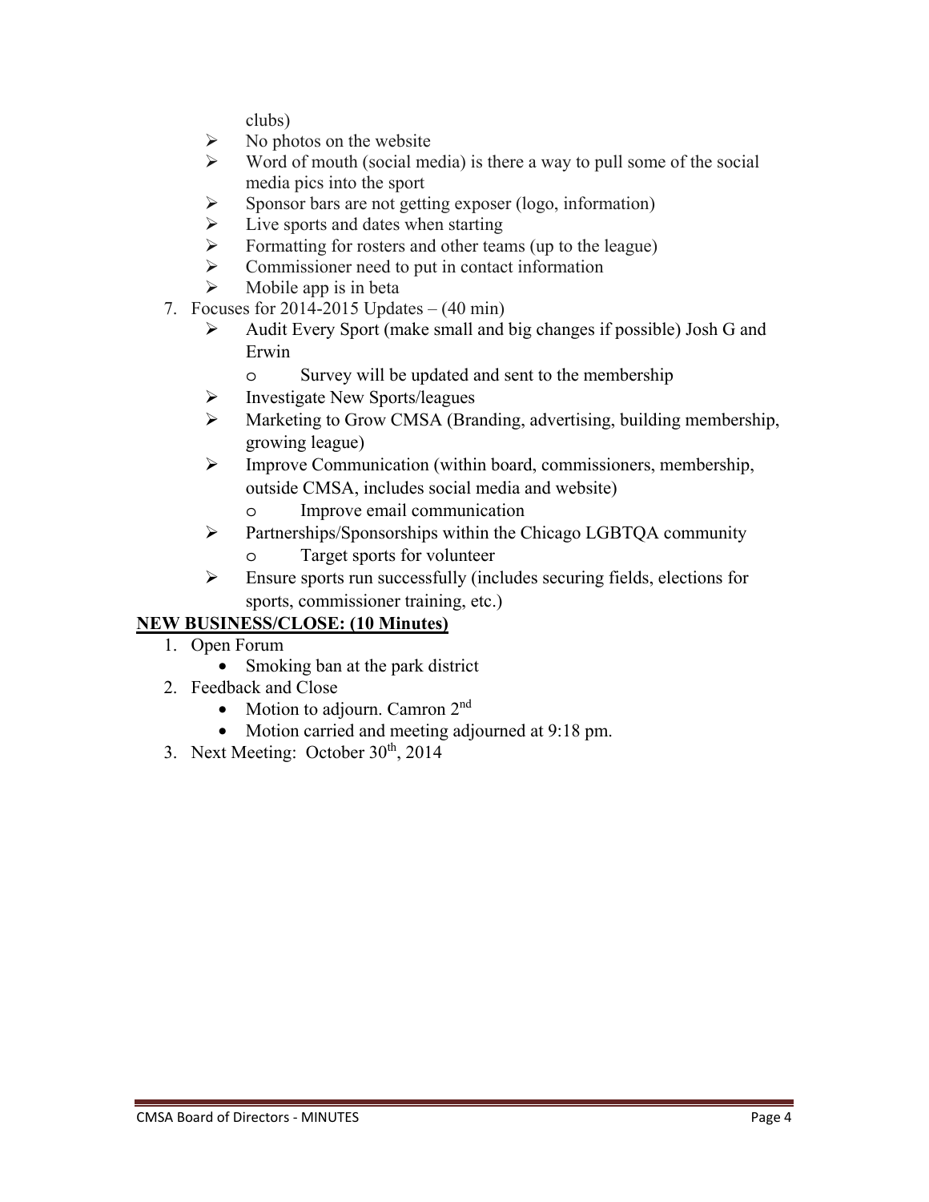clubs)

- No photos on the website
- Word of mouth (social media) is there a way to pull some of the social media pics into the sport
- Sponsor bars are not getting exposer (logo, information)
- Live sports and dates when starting
- Formatting for rosters and other teams (up to the league)
- Commissioner need to put in contact information
- Mobile app is in beta

7. Focuses for 2014-2015 Updates – (40 min)
   - Audit Every Sport (make small and big changes if possible) Josh G and Erwin
     - Survey will be updated and sent to the membership
   - Investigate New Sports/leagues
   - Marketing to Grow CMSA (Branding, advertising, building membership, growing league)
   - Improve Communication (within board, commissioners, membership, outside CMSA, includes social media and website)
     - Improve email communication
   - Partnerships/Sponsorships within the Chicago LGBTQA community
     - Target sports for volunteer
   - Ensure sports run successfully (includes securing fields, elections for sports, commissioner training, etc.)

**NEW BUSINESS/CLOSE: (10 Minutes)**

1. Open Forum
   - Smoking ban at the park district
2. Feedback and Close
   - Motion to adjourn. Camron 2nd
   - Motion carried and meeting adjourned at 9:18 pm.
3. Next Meeting: October 30th, 2014